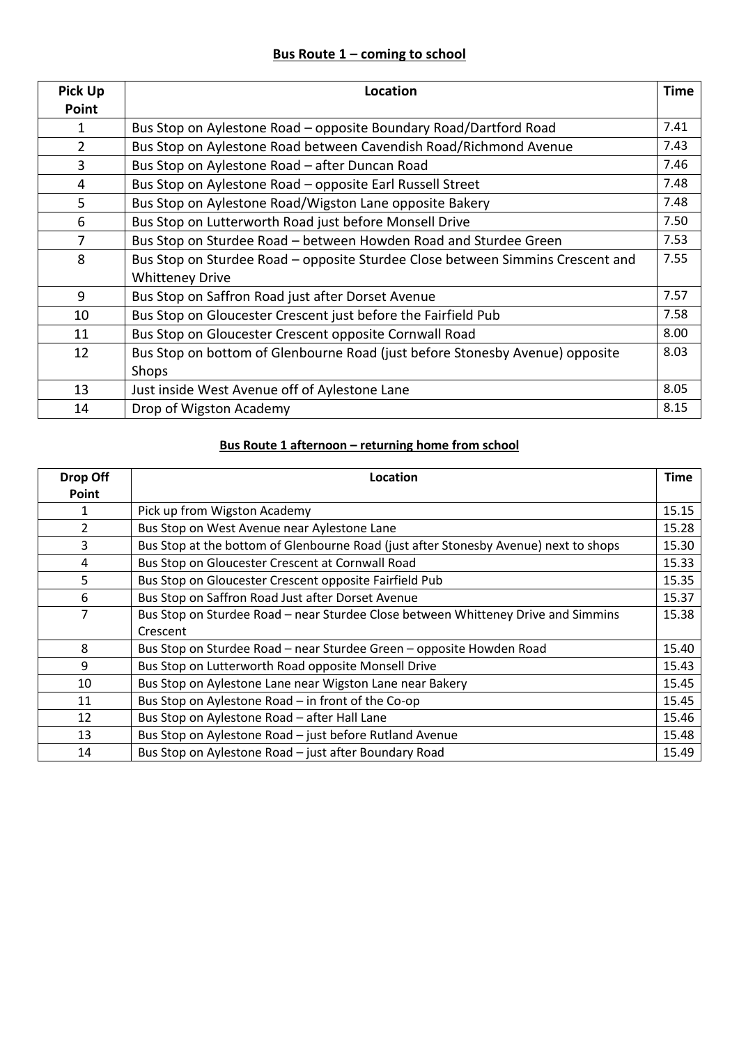## Bus Route 1 – coming to school

| Pick Up Point | Location | Time |
|---|---|---|
| 1 | Bus Stop on Aylestone Road – opposite Boundary Road/Dartford Road | 7.41 |
| 2 | Bus Stop on Aylestone Road between Cavendish Road/Richmond Avenue | 7.43 |
| 3 | Bus Stop on Aylestone Road – after Duncan Road | 7.46 |
| 4 | Bus Stop on Aylestone Road – opposite Earl Russell Street | 7.48 |
| 5 | Bus Stop on Aylestone Road/Wigston Lane opposite Bakery | 7.48 |
| 6 | Bus Stop on Lutterworth Road just before Monsell Drive | 7.50 |
| 7 | Bus Stop on Sturdee Road – between Howden Road and Sturdee Green | 7.53 |
| 8 | Bus Stop on Sturdee Road – opposite Sturdee Close between Simmins Crescent and Whitteney Drive | 7.55 |
| 9 | Bus Stop on Saffron Road just after Dorset Avenue | 7.57 |
| 10 | Bus Stop on Gloucester Crescent just before the Fairfield Pub | 7.58 |
| 11 | Bus Stop on Gloucester Crescent opposite Cornwall Road | 8.00 |
| 12 | Bus Stop on bottom of Glenbourne Road (just before Stonesby Avenue) opposite Shops | 8.03 |
| 13 | Just inside West Avenue off of Aylestone Lane | 8.05 |
| 14 | Drop of Wigston Academy | 8.15 |

## Bus Route 1 afternoon – returning home from school

| Drop Off Point | Location | Time |
|---|---|---|
| 1 | Pick up from Wigston Academy | 15.15 |
| 2 | Bus Stop on West Avenue near Aylestone Lane | 15.28 |
| 3 | Bus Stop at the bottom of Glenbourne Road (just after Stonesby Avenue) next to shops | 15.30 |
| 4 | Bus Stop on Gloucester Crescent at Cornwall Road | 15.33 |
| 5 | Bus Stop on Gloucester Crescent opposite Fairfield Pub | 15.35 |
| 6 | Bus Stop on Saffron Road Just after Dorset Avenue | 15.37 |
| 7 | Bus Stop on Sturdee Road – near Sturdee Close between Whitteney Drive and Simmins Crescent | 15.38 |
| 8 | Bus Stop on Sturdee Road – near Sturdee Green – opposite Howden Road | 15.40 |
| 9 | Bus Stop on Lutterworth Road opposite Monsell Drive | 15.43 |
| 10 | Bus Stop on Aylestone Lane near Wigston Lane near Bakery | 15.45 |
| 11 | Bus Stop on Aylestone Road – in front of the Co-op | 15.45 |
| 12 | Bus Stop on Aylestone Road – after Hall Lane | 15.46 |
| 13 | Bus Stop on Aylestone Road – just before Rutland Avenue | 15.48 |
| 14 | Bus Stop on Aylestone Road – just after Boundary Road | 15.49 |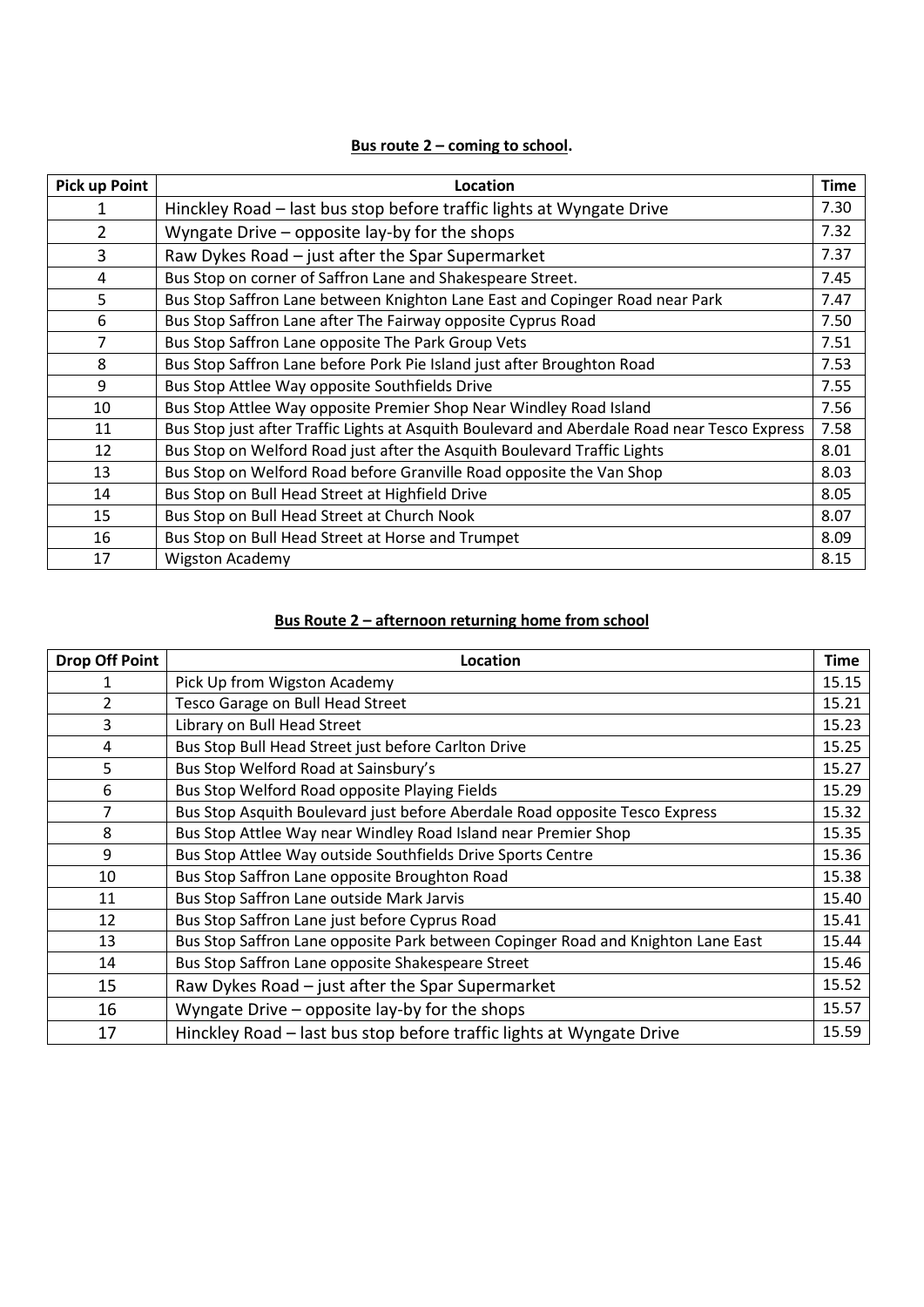**Bus route 2 – coming to school.**

| Pick up Point | Location | Time |
|---|---|---|
| 1 | Hinckley Road – last bus stop before traffic lights at Wyngate Drive | 7.30 |
| 2 | Wyngate Drive – opposite lay-by for the shops | 7.32 |
| 3 | Raw Dykes Road – just after the Spar Supermarket | 7.37 |
| 4 | Bus Stop on corner of Saffron Lane and Shakespeare Street. | 7.45 |
| 5 | Bus Stop Saffron Lane between Knighton Lane East and Copinger Road near Park | 7.47 |
| 6 | Bus Stop Saffron Lane after The Fairway opposite Cyprus Road | 7.50 |
| 7 | Bus Stop Saffron Lane opposite The Park Group Vets | 7.51 |
| 8 | Bus Stop Saffron Lane before Pork Pie Island just after Broughton Road | 7.53 |
| 9 | Bus Stop Attlee Way opposite Southfields Drive | 7.55 |
| 10 | Bus Stop Attlee Way opposite Premier Shop Near Windley Road Island | 7.56 |
| 11 | Bus Stop just after Traffic Lights at Asquith Boulevard and Aberdale Road near Tesco Express | 7.58 |
| 12 | Bus Stop on Welford Road just after the Asquith Boulevard Traffic Lights | 8.01 |
| 13 | Bus Stop on Welford Road before Granville Road opposite the Van Shop | 8.03 |
| 14 | Bus Stop on Bull Head Street at Highfield Drive | 8.05 |
| 15 | Bus Stop on Bull Head Street at Church Nook | 8.07 |
| 16 | Bus Stop on Bull Head Street at Horse and Trumpet | 8.09 |
| 17 | Wigston Academy | 8.15 |

**Bus Route 2 – afternoon returning home from school**

| Drop Off Point | Location | Time |
|---|---|---|
| 1 | Pick Up from Wigston Academy | 15.15 |
| 2 | Tesco Garage on Bull Head Street | 15.21 |
| 3 | Library on Bull Head Street | 15.23 |
| 4 | Bus Stop Bull Head Street just before Carlton Drive | 15.25 |
| 5 | Bus Stop Welford Road at Sainsbury's | 15.27 |
| 6 | Bus Stop Welford Road opposite Playing Fields | 15.29 |
| 7 | Bus Stop Asquith Boulevard just before Aberdale Road opposite Tesco Express | 15.32 |
| 8 | Bus Stop Attlee Way near Windley Road Island near Premier Shop | 15.35 |
| 9 | Bus Stop Attlee Way outside Southfields Drive Sports Centre | 15.36 |
| 10 | Bus Stop Saffron Lane opposite Broughton Road | 15.38 |
| 11 | Bus Stop Saffron Lane outside Mark Jarvis | 15.40 |
| 12 | Bus Stop Saffron Lane just before Cyprus Road | 15.41 |
| 13 | Bus Stop Saffron Lane opposite Park between Copinger Road and Knighton Lane East | 15.44 |
| 14 | Bus Stop Saffron Lane opposite Shakespeare Street | 15.46 |
| 15 | Raw Dykes Road – just after the Spar Supermarket | 15.52 |
| 16 | Wyngate Drive – opposite lay-by for the shops | 15.57 |
| 17 | Hinckley Road – last bus stop before traffic lights at Wyngate Drive | 15.59 |